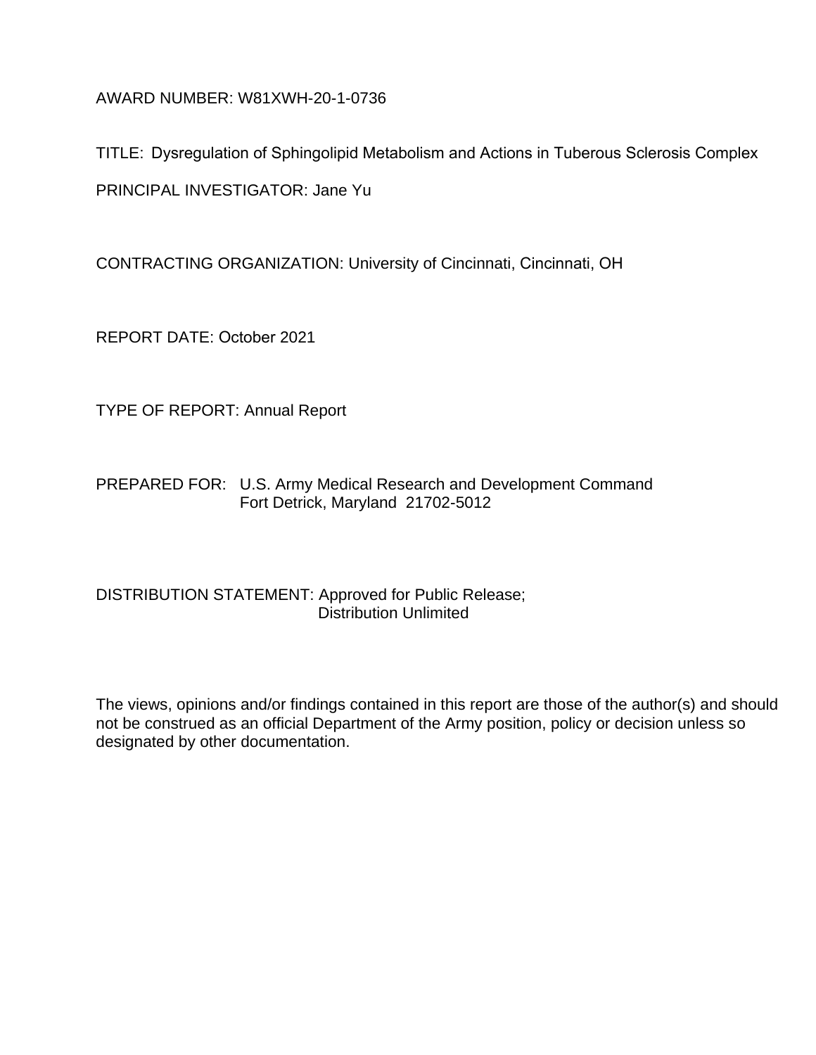AWARD NUMBER: W81XWH-20-1-0736

TITLE: Dysregulation of Sphingolipid Metabolism and Actions in Tuberous Sclerosis Complex

PRINCIPAL INVESTIGATOR: Jane Yu

CONTRACTING ORGANIZATION: University of Cincinnati, Cincinnati, OH

REPORT DATE: October 2021

TYPE OF REPORT: Annual Report

PREPARED FOR: U.S. Army Medical Research and Development Command
Fort Detrick, Maryland 21702-5012

DISTRIBUTION STATEMENT: Approved for Public Release;
Distribution Unlimited

The views, opinions and/or findings contained in this report are those of the author(s) and should not be construed as an official Department of the Army position, policy or decision unless so designated by other documentation.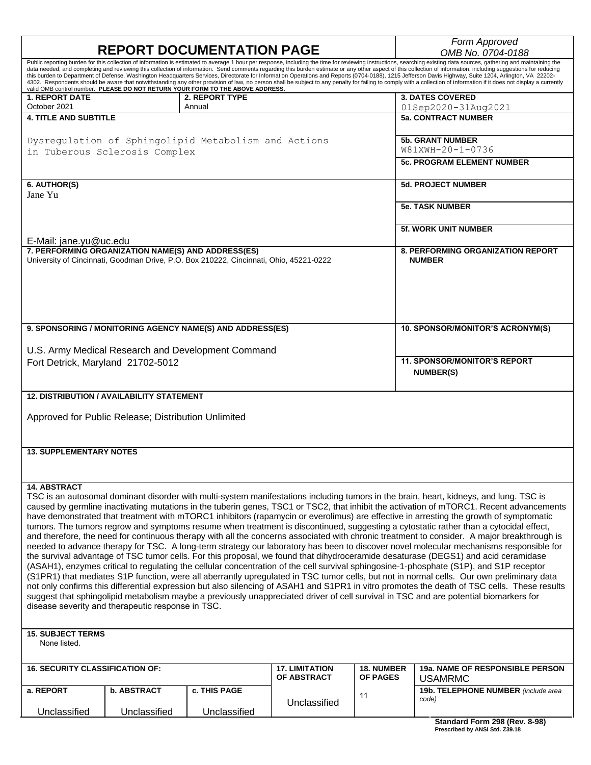# REPORT DOCUMENTATION PAGE

*Form Approved*
*OMB No. 0704-0188*

Public reporting burden for this collection of information is estimated to average 1 hour per response, including the time for reviewing instructions, searching existing data sources, gathering and maintaining the data needed, and completing and reviewing this collection of information. Send comments regarding this burden estimate or any other aspect of this collection of information, including suggestions for reducing this burden to Department of Defense, Washington Headquarters Services, Directorate for Information Operations and Reports (0704-0188), 1215 Jefferson Davis Highway, Suite 1204, Arlington, VA 22202-4302. Respondents should be aware that notwithstanding any other provision of law, no person shall be subject to any penalty for failing to comply with a collection of information if it does not display a currently valid OMB control number. **PLEASE DO NOT RETURN YOUR FORM TO THE ABOVE ADDRESS.**

| **1. REPORT DATE** | **2. REPORT TYPE** | **3. DATES COVERED** |
|---|---|---|
| October 2021 | Annual | 01Sep2020-31Aug2021 |

**4. TITLE AND SUBTITLE**

Dysregulation of Sphingolipid Metabolism and Actions in Tuberous Sclerosis Complex

**5a. CONTRACT NUMBER**

**5b. GRANT NUMBER**
W81XWH-20-1-0736

**5c. PROGRAM ELEMENT NUMBER**

**6. AUTHOR(S)**
Jane Yu

E-Mail: jane.yu@uc.edu

**5d. PROJECT NUMBER**

**5e. TASK NUMBER**

**5f. WORK UNIT NUMBER**

**7. PERFORMING ORGANIZATION NAME(S) AND ADDRESS(ES)**
University of Cincinnati, Goodman Drive, P.O. Box 210222, Cincinnati, Ohio, 45221-0222

**8. PERFORMING ORGANIZATION REPORT NUMBER**

**9. SPONSORING / MONITORING AGENCY NAME(S) AND ADDRESS(ES)**

U.S. Army Medical Research and Development Command
Fort Detrick, Maryland 21702-5012

**10. SPONSOR/MONITOR'S ACRONYM(S)**

**11. SPONSOR/MONITOR'S REPORT NUMBER(S)**

**12. DISTRIBUTION / AVAILABILITY STATEMENT**

Approved for Public Release; Distribution Unlimited

**13. SUPPLEMENTARY NOTES**

**14. ABSTRACT**

TSC is an autosomal dominant disorder with multi-system manifestations including tumors in the brain, heart, kidneys, and lung. TSC is caused by germline inactivating mutations in the tuberin genes, TSC1 or TSC2, that inhibit the activation of mTORC1. Recent advancements have demonstrated that treatment with mTORC1 inhibitors (rapamycin or everolimus) are effective in arresting the growth of symptomatic tumors. The tumors regrow and symptoms resume when treatment is discontinued, suggesting a cytostatic rather than a cytocidal effect, and therefore, the need for continuous therapy with all the concerns associated with chronic treatment to consider. A major breakthrough is needed to advance therapy for TSC. A long-term strategy our laboratory has been to discover novel molecular mechanisms responsible for the survival advantage of TSC tumor cells. For this proposal, we found that dihydroceramide desaturase (DEGS1) and acid ceramidase (ASAH1), enzymes critical to regulating the cellular concentration of the cell survival sphingosine-1-phosphate (S1P), and S1P receptor (S1PR1) that mediates S1P function, were all aberrantly upregulated in TSC tumor cells, but not in normal cells. Our own preliminary data not only confirms this differential expression but also silencing of ASAH1 and S1PR1 in vitro promotes the death of TSC cells. These results suggest that sphingolipid metabolism maybe a previously unappreciated driver of cell survival in TSC and are potential biomarkers for disease severity and therapeutic response in TSC.

**15. SUBJECT TERMS**
None listed.

| **16. SECURITY CLASSIFICATION OF:** | | | **17. LIMITATION OF ABSTRACT** | **18. NUMBER OF PAGES** | **19a. NAME OF RESPONSIBLE PERSON** USAMRMC |
|---|---|---|---|---|---|
| **a. REPORT** | **b. ABSTRACT** | **c. THIS PAGE** | | | **19b. TELEPHONE NUMBER** *(include area code)* |
| Unclassified | Unclassified | Unclassified | Unclassified | 11 | |

**Standard Form 298 (Rev. 8-98)**
**Prescribed by ANSI Std. Z39.18**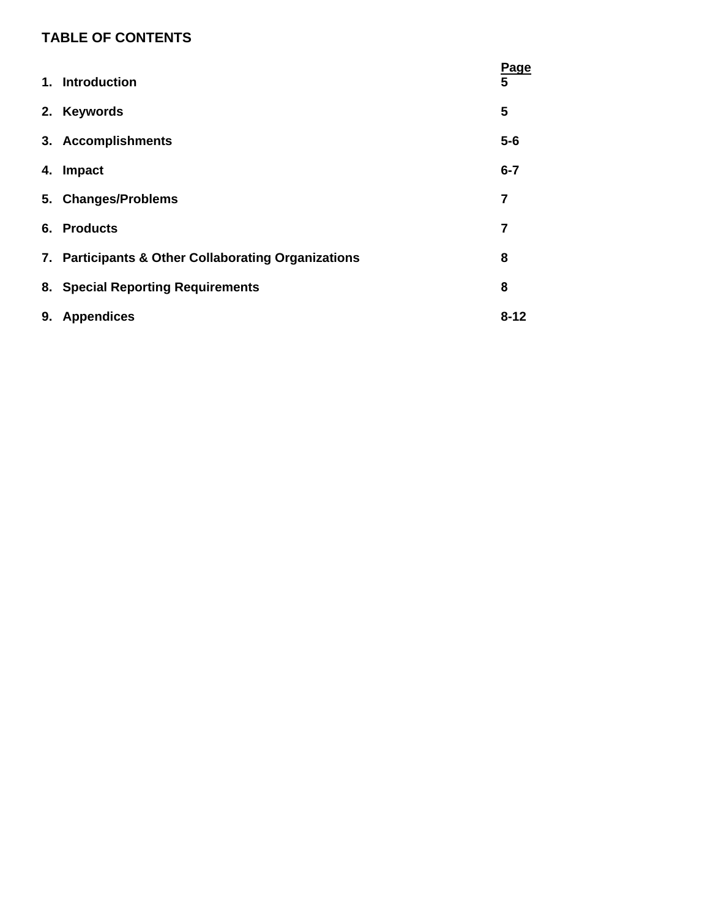## TABLE OF CONTENTS

| | Page |
|---|---|
| 1. Introduction | 5 |
| 2. Keywords | 5 |
| 3. Accomplishments | 5-6 |
| 4. Impact | 6-7 |
| 5. Changes/Problems | 7 |
| 6. Products | 7 |
| 7. Participants & Other Collaborating Organizations | 8 |
| 8. Special Reporting Requirements | 8 |
| 9. Appendices | 8-12 |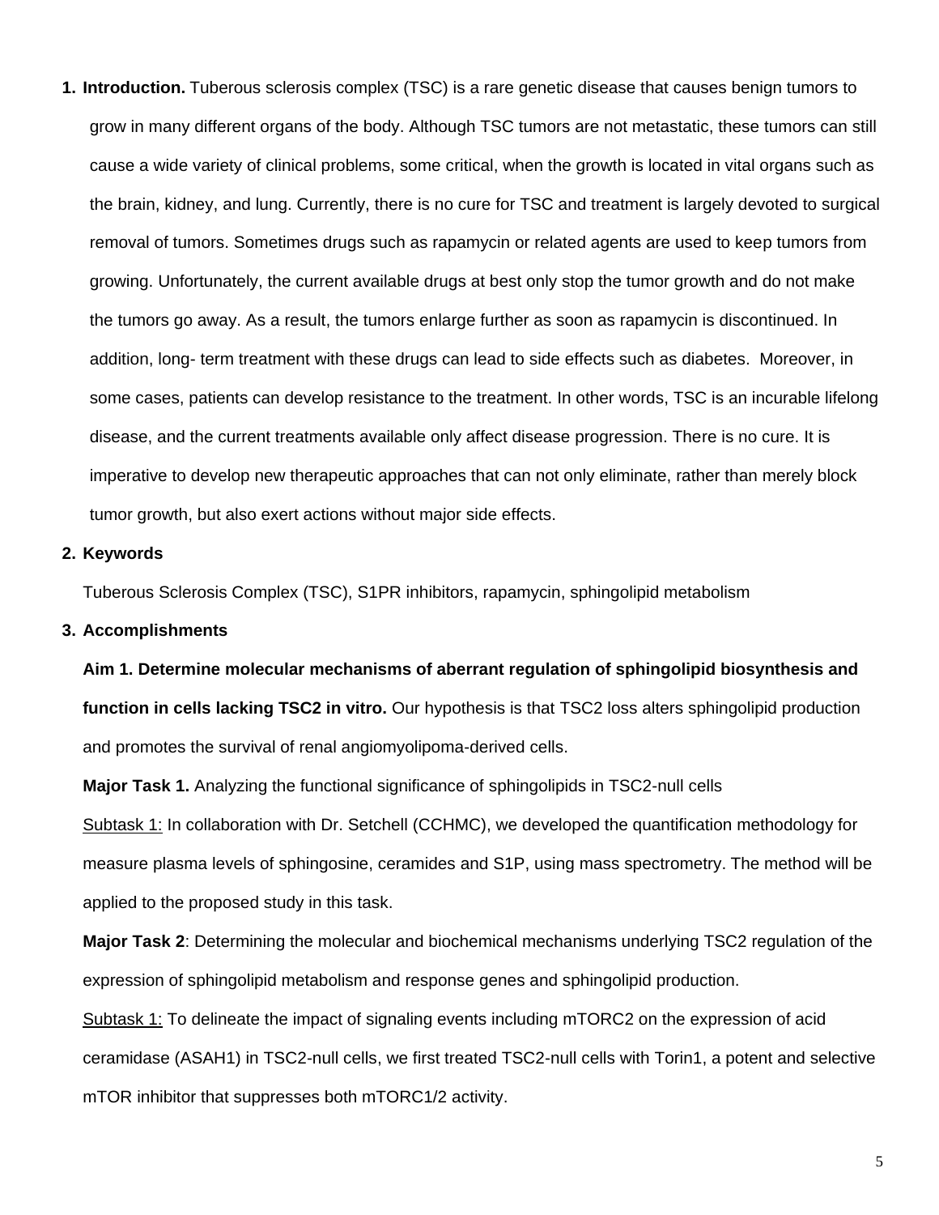1. **Introduction.** Tuberous sclerosis complex (TSC) is a rare genetic disease that causes benign tumors to grow in many different organs of the body. Although TSC tumors are not metastatic, these tumors can still cause a wide variety of clinical problems, some critical, when the growth is located in vital organs such as the brain, kidney, and lung. Currently, there is no cure for TSC and treatment is largely devoted to surgical removal of tumors. Sometimes drugs such as rapamycin or related agents are used to keep tumors from growing. Unfortunately, the current available drugs at best only stop the tumor growth and do not make the tumors go away. As a result, the tumors enlarge further as soon as rapamycin is discontinued. In addition, long- term treatment with these drugs can lead to side effects such as diabetes. Moreover, in some cases, patients can develop resistance to the treatment. In other words, TSC is an incurable lifelong disease, and the current treatments available only affect disease progression. There is no cure. It is imperative to develop new therapeutic approaches that can not only eliminate, rather than merely block tumor growth, but also exert actions without major side effects.

2. **Keywords**

   Tuberous Sclerosis Complex (TSC), S1PR inhibitors, rapamycin, sphingolipid metabolism

3. **Accomplishments**

   **Aim 1. Determine molecular mechanisms of aberrant regulation of sphingolipid biosynthesis and function in cells lacking TSC2 in vitro.** Our hypothesis is that TSC2 loss alters sphingolipid production and promotes the survival of renal angiomyolipoma-derived cells.

   **Major Task 1.** Analyzing the functional significance of sphingolipids in TSC2-null cells

   <u>Subtask 1:</u> In collaboration with Dr. Setchell (CCHMC), we developed the quantification methodology for measure plasma levels of sphingosine, ceramides and S1P, using mass spectrometry. The method will be applied to the proposed study in this task.

   **Major Task 2**: Determining the molecular and biochemical mechanisms underlying TSC2 regulation of the expression of sphingolipid metabolism and response genes and sphingolipid production.

   <u>Subtask 1:</u> To delineate the impact of signaling events including mTORC2 on the expression of acid ceramidase (ASAH1) in TSC2-null cells, we first treated TSC2-null cells with Torin1, a potent and selective mTOR inhibitor that suppresses both mTORC1/2 activity.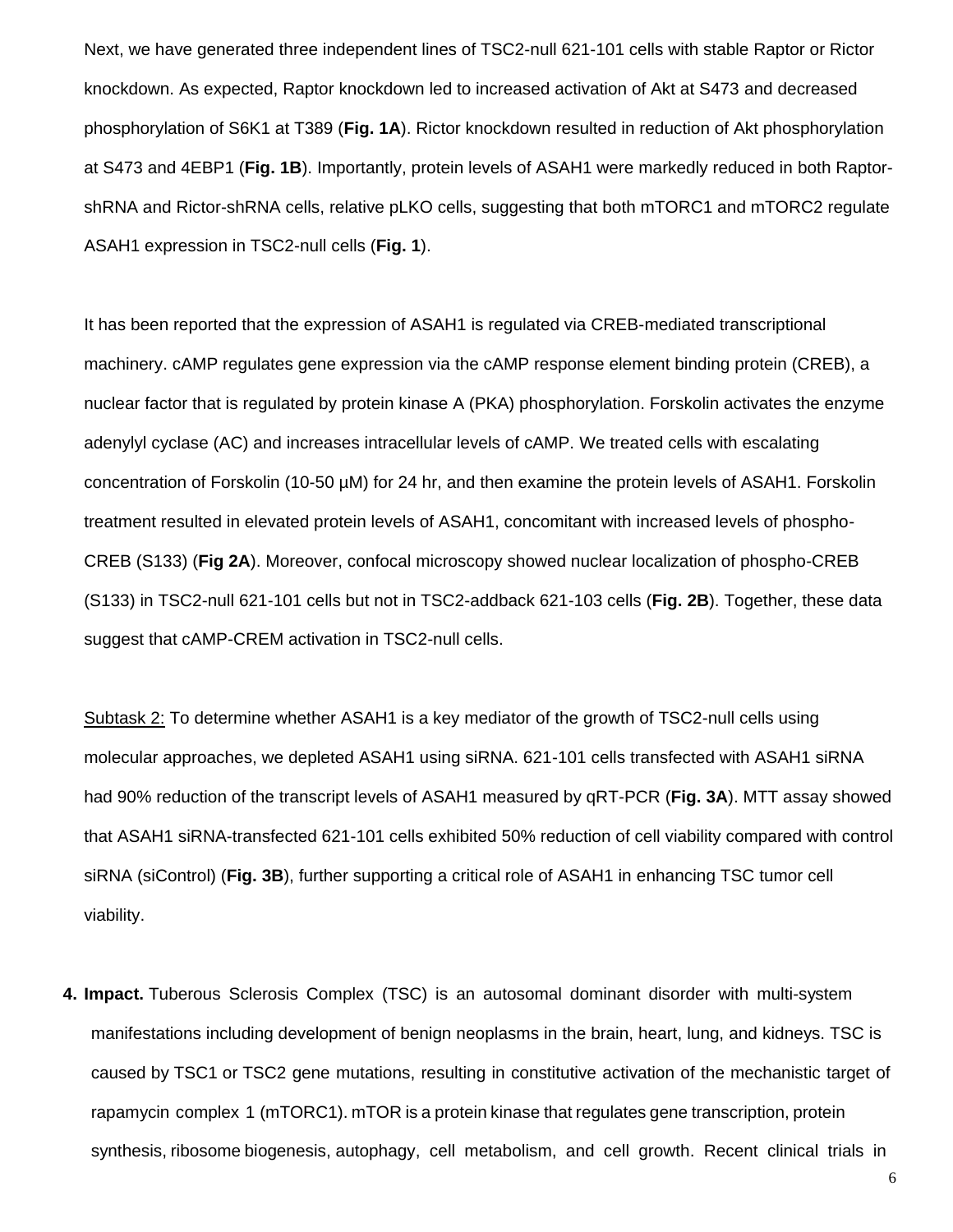Next, we have generated three independent lines of TSC2-null 621-101 cells with stable Raptor or Rictor knockdown. As expected, Raptor knockdown led to increased activation of Akt at S473 and decreased phosphorylation of S6K1 at T389 (**Fig. 1A**). Rictor knockdown resulted in reduction of Akt phosphorylation at S473 and 4EBP1 (**Fig. 1B**). Importantly, protein levels of ASAH1 were markedly reduced in both Raptor-shRNA and Rictor-shRNA cells, relative pLKO cells, suggesting that both mTORC1 and mTORC2 regulate ASAH1 expression in TSC2-null cells (**Fig. 1**).

It has been reported that the expression of ASAH1 is regulated via CREB-mediated transcriptional machinery. cAMP regulates gene expression via the cAMP response element binding protein (CREB), a nuclear factor that is regulated by protein kinase A (PKA) phosphorylation. Forskolin activates the enzyme adenylyl cyclase (AC) and increases intracellular levels of cAMP. We treated cells with escalating concentration of Forskolin (10-50 µM) for 24 hr, and then examine the protein levels of ASAH1. Forskolin treatment resulted in elevated protein levels of ASAH1, concomitant with increased levels of phospho-CREB (S133) (**Fig 2A**). Moreover, confocal microscopy showed nuclear localization of phospho-CREB (S133) in TSC2-null 621-101 cells but not in TSC2-addback 621-103 cells (**Fig. 2B**). Together, these data suggest that cAMP-CREM activation in TSC2-null cells.

<u>Subtask 2:</u> To determine whether ASAH1 is a key mediator of the growth of TSC2-null cells using molecular approaches, we depleted ASAH1 using siRNA. 621-101 cells transfected with ASAH1 siRNA had 90% reduction of the transcript levels of ASAH1 measured by qRT-PCR (**Fig. 3A**). MTT assay showed that ASAH1 siRNA-transfected 621-101 cells exhibited 50% reduction of cell viability compared with control siRNA (siControl) (**Fig. 3B**), further supporting a critical role of ASAH1 in enhancing TSC tumor cell viability.

4. **Impact.** Tuberous Sclerosis Complex (TSC) is an autosomal dominant disorder with multi-system manifestations including development of benign neoplasms in the brain, heart, lung, and kidneys. TSC is caused by TSC1 or TSC2 gene mutations, resulting in constitutive activation of the mechanistic target of rapamycin complex 1 (mTORC1). mTOR is a protein kinase that regulates gene transcription, protein synthesis, ribosome biogenesis, autophagy, cell metabolism, and cell growth. Recent clinical trials in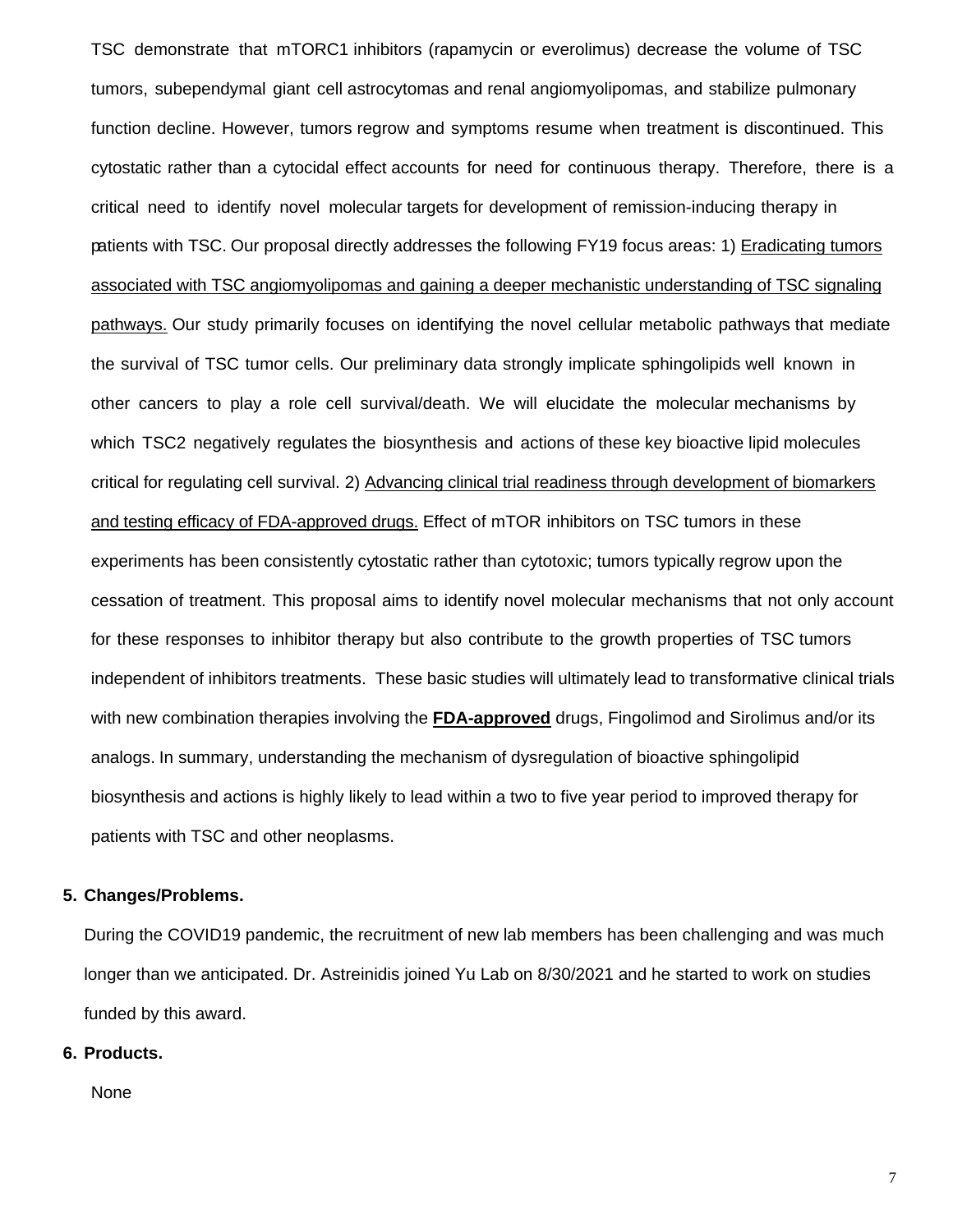TSC demonstrate that mTORC1 inhibitors (rapamycin or everolimus) decrease the volume of TSC tumors, subependymal giant cell astrocytomas and renal angiomyolipomas, and stabilize pulmonary function decline. However, tumors regrow and symptoms resume when treatment is discontinued. This cytostatic rather than a cytocidal effect accounts for need for continuous therapy. Therefore, there is a critical need to identify novel molecular targets for development of remission-inducing therapy in patients with TSC. Our proposal directly addresses the following FY19 focus areas: 1) Eradicating tumors associated with TSC angiomyolipomas and gaining a deeper mechanistic understanding of TSC signaling pathways. Our study primarily focuses on identifying the novel cellular metabolic pathways that mediate the survival of TSC tumor cells. Our preliminary data strongly implicate sphingolipids well known in other cancers to play a role cell survival/death. We will elucidate the molecular mechanisms by which TSC2 negatively regulates the biosynthesis and actions of these key bioactive lipid molecules critical for regulating cell survival. 2) Advancing clinical trial readiness through development of biomarkers and testing efficacy of FDA-approved drugs. Effect of mTOR inhibitors on TSC tumors in these experiments has been consistently cytostatic rather than cytotoxic; tumors typically regrow upon the cessation of treatment. This proposal aims to identify novel molecular mechanisms that not only account for these responses to inhibitor therapy but also contribute to the growth properties of TSC tumors independent of inhibitors treatments. These basic studies will ultimately lead to transformative clinical trials with new combination therapies involving the **FDA-approved** drugs, Fingolimod and Sirolimus and/or its analogs. In summary, understanding the mechanism of dysregulation of bioactive sphingolipid biosynthesis and actions is highly likely to lead within a two to five year period to improved therapy for patients with TSC and other neoplasms.

## 5. Changes/Problems.

During the COVID19 pandemic, the recruitment of new lab members has been challenging and was much longer than we anticipated. Dr. Astreinidis joined Yu Lab on 8/30/2021 and he started to work on studies funded by this award.

## 6. Products.

None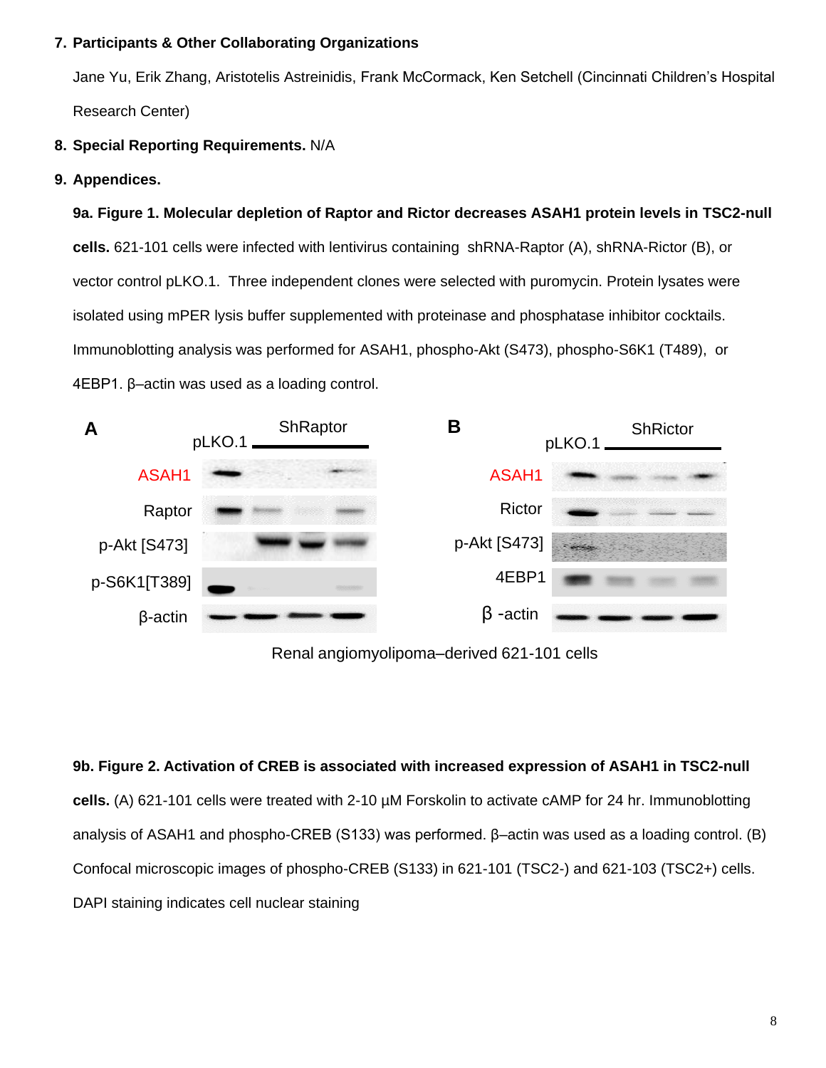7. **Participants & Other Collaborating Organizations**

   Jane Yu, Erik Zhang, Aristotelis Astreinidis, Frank McCormack, Ken Setchell (Cincinnati Children's Hospital Research Center)

8. **Special Reporting Requirements.** N/A

9. **Appendices.**

   **9a. Figure 1. Molecular depletion of Raptor and Rictor decreases ASAH1 protein levels in TSC2-null cells.** 621-101 cells were infected with lentivirus containing shRNA-Raptor (A), shRNA-Rictor (B), or vector control pLKO.1. Three independent clones were selected with puromycin. Protein lysates were isolated using mPER lysis buffer supplemented with proteinase and phosphatase inhibitor cocktails. Immunoblotting analysis was performed for ASAH1, phospho-Akt (S473), phospho-S6K1 (T489), or 4EBP1. β–actin was used as a loading control.

   A: pLKO.1, ShRaptor — ASAH1, Raptor, p-Akt [S473], p-S6K1[T389], β-actin

   B: pLKO.1, ShRictor — ASAH1, Rictor, p-Akt [S473], 4EBP1, β -actin

   Renal angiomyolipoma–derived 621-101 cells

   **9b. Figure 2. Activation of CREB is associated with increased expression of ASAH1 in TSC2-null cells.** (A) 621-101 cells were treated with 2-10 µM Forskolin to activate cAMP for 24 hr. Immunoblotting analysis of ASAH1 and phospho-CREB (S133) was performed. β–actin was used as a loading control. (B) Confocal microscopic images of phospho-CREB (S133) in 621-101 (TSC2-) and 621-103 (TSC2+) cells. DAPI staining indicates cell nuclear staining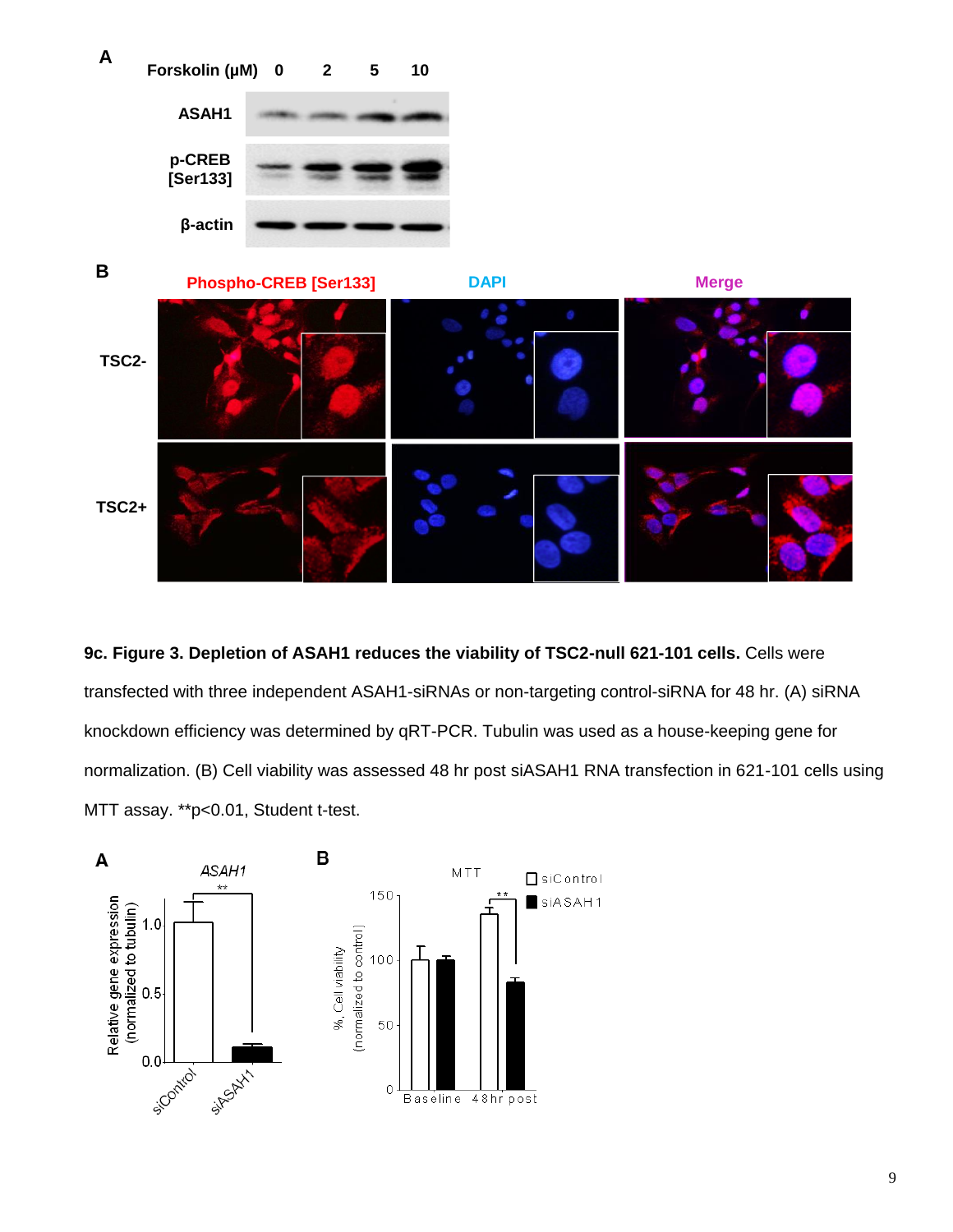**9c. Figure 3. Depletion of ASAH1 reduces the viability of TSC2-null 621-101 cells.** Cells were transfected with three independent ASAH1-siRNAs or non-targeting control-siRNA for 48 hr. (A) siRNA knockdown efficiency was determined by qRT-PCR. Tubulin was used as a house-keeping gene for normalization. (B) Cell viability was assessed 48 hr post siASAH1 RNA transfection in 621-101 cells using MTT assay. **p<0.01, Student t-test.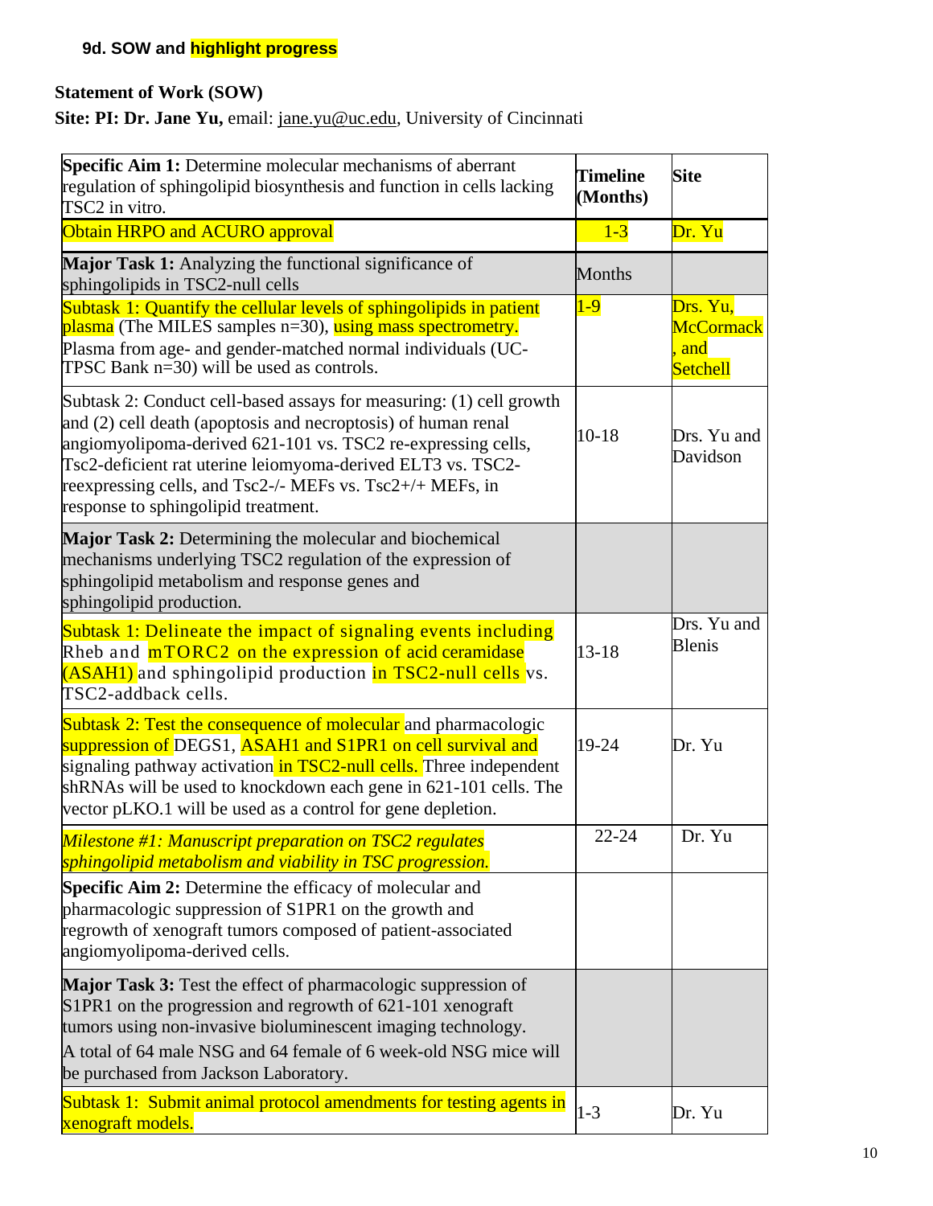**9d. SOW and highlight progress**

**Statement of Work (SOW)**

**Site: PI: Dr. Jane Yu,** email: jane.yu@uc.edu, University of Cincinnati

| **Specific Aim 1:** Determine molecular mechanisms of aberrant regulation of sphingolipid biosynthesis and function in cells lacking TSC2 in vitro. | **Timeline (Months)** | **Site** |
|---|---|---|
| Obtain HRPO and ACURO approval | 1-3 | Dr. Yu |
| **Major Task 1:** Analyzing the functional significance of sphingolipids in TSC2-null cells | Months | |
| Subtask 1: Quantify the cellular levels of sphingolipids in patient plasma (The MILES samples n=30), using mass spectrometry. Plasma from age- and gender-matched normal individuals (UC-TPSC Bank n=30) will be used as controls. | 1-9 | Drs. Yu, McCormack, and Setchell |
| Subtask 2: Conduct cell-based assays for measuring: (1) cell growth and (2) cell death (apoptosis and necroptosis) of human renal angiomyolipoma-derived 621-101 vs. TSC2 re-expressing cells, Tsc2-deficient rat uterine leiomyoma-derived ELT3 vs. TSC2-reexpressing cells, and Tsc2-/- MEFs vs. Tsc2+/+ MEFs, in response to sphingolipid treatment. | 10-18 | Drs. Yu and Davidson |
| **Major Task 2:** Determining the molecular and biochemical mechanisms underlying TSC2 regulation of the expression of sphingolipid metabolism and response genes and sphingolipid production. | | |
| Subtask 1: Delineate the impact of signaling events including Rheb and mTORC2 on the expression of acid ceramidase (ASAH1) and sphingolipid production in TSC2-null cells vs. TSC2-addback cells. | 13-18 | Drs. Yu and Blenis |
| Subtask 2: Test the consequence of molecular and pharmacologic suppression of DEGS1, ASAH1 and S1PR1 on cell survival and signaling pathway activation in TSC2-null cells. Three independent shRNAs will be used to knockdown each gene in 621-101 cells. The vector pLKO.1 will be used as a control for gene depletion. | 19-24 | Dr. Yu |
| *Milestone #1: Manuscript preparation on TSC2 regulates sphingolipid metabolism and viability in TSC progression.* | 22-24 | Dr. Yu |
| **Specific Aim 2:** Determine the efficacy of molecular and pharmacologic suppression of S1PR1 on the growth and regrowth of xenograft tumors composed of patient-associated angiomyolipoma-derived cells. | | |
| **Major Task 3:** Test the effect of pharmacologic suppression of S1PR1 on the progression and regrowth of 621-101 xenograft tumors using non-invasive bioluminescent imaging technology. A total of 64 male NSG and 64 female of 6 week-old NSG mice will be purchased from Jackson Laboratory. | | |
| Subtask 1: Submit animal protocol amendments for testing agents in xenograft models. | 1-3 | Dr. Yu |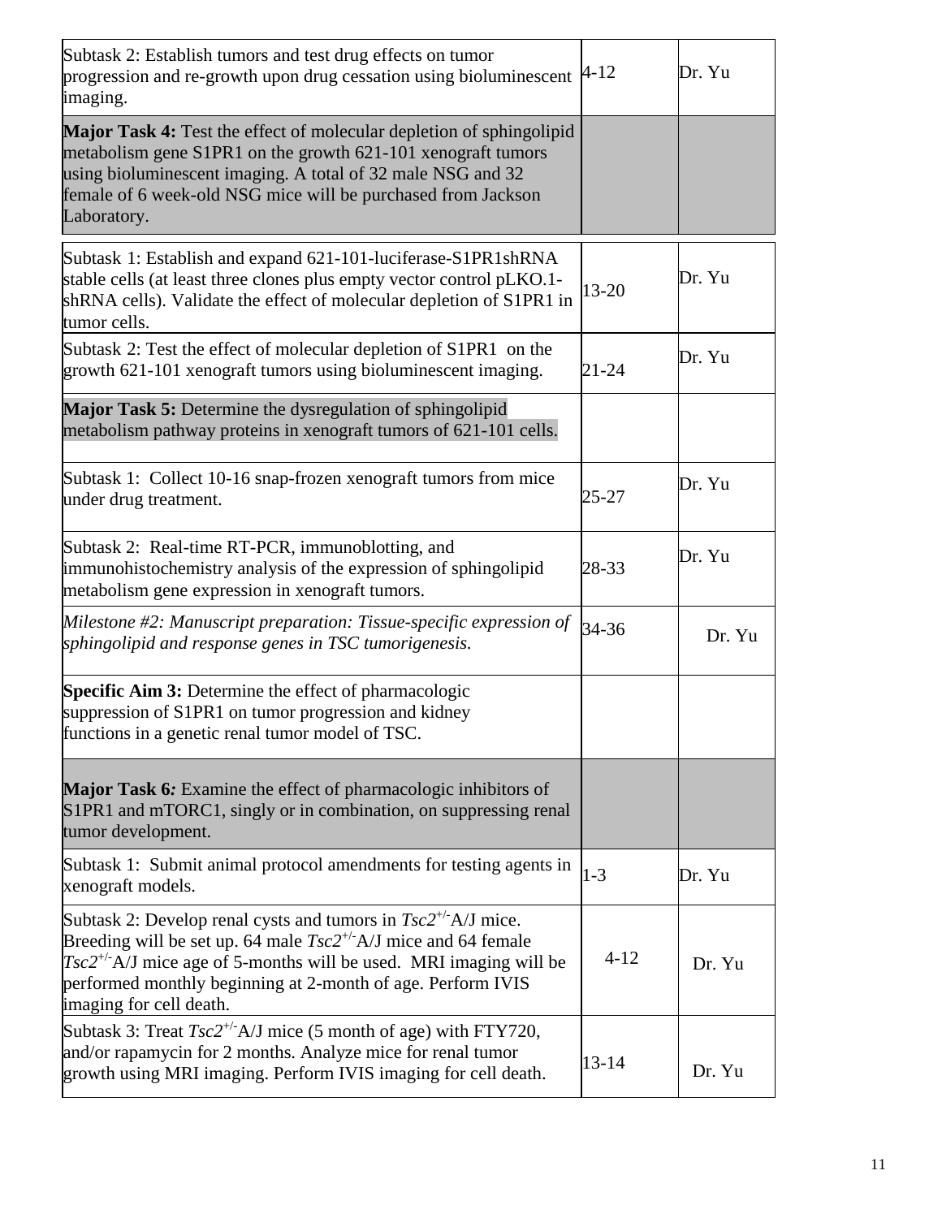| Subtask 2: Establish tumors and test drug effects on tumor progression and re-growth upon drug cessation using bioluminescent imaging. | 4-12 | Dr. Yu |
|---|---|---|
| **Major Task 4:** Test the effect of molecular depletion of sphingolipid metabolism gene S1PR1 on the growth 621-101 xenograft tumors using bioluminescent imaging. A total of 32 male NSG and 32 female of 6 week-old NSG mice will be purchased from Jackson Laboratory. | | |
| Subtask 1: Establish and expand 621-101-luciferase-S1PR1shRNA stable cells (at least three clones plus empty vector control pLKO.1-shRNA cells). Validate the effect of molecular depletion of S1PR1 in tumor cells. | 13-20 | Dr. Yu |
| Subtask 2: Test the effect of molecular depletion of S1PR1 on the growth 621-101 xenograft tumors using bioluminescent imaging. | 21-24 | Dr. Yu |
| **Major Task 5:** Determine the dysregulation of sphingolipid metabolism pathway proteins in xenograft tumors of 621-101 cells. | | |
| Subtask 1: Collect 10-16 snap-frozen xenograft tumors from mice under drug treatment. | 25-27 | Dr. Yu |
| Subtask 2: Real-time RT-PCR, immunoblotting, and immunohistochemistry analysis of the expression of sphingolipid metabolism gene expression in xenograft tumors. | 28-33 | Dr. Yu |
| *Milestone #2: Manuscript preparation: Tissue-specific expression of sphingolipid and response genes in TSC tumorigenesis.* | 34-36 | Dr. Yu |
| **Specific Aim 3:** Determine the effect of pharmacologic suppression of S1PR1 on tumor progression and kidney functions in a genetic renal tumor model of TSC. | | |
| **Major Task 6***:* Examine the effect of pharmacologic inhibitors of S1PR1 and mTORC1, singly or in combination, on suppressing renal tumor development. | | |
| Subtask 1: Submit animal protocol amendments for testing agents in xenograft models. | 1-3 | Dr. Yu |
| Subtask 2: Develop renal cysts and tumors in *Tsc2*$^{+/-}$A/J mice. Breeding will be set up. 64 male *Tsc2*$^{+/-}$A/J mice and 64 female *Tsc2*$^{+/-}$A/J mice age of 5-months will be used. MRI imaging will be performed monthly beginning at 2-month of age. Perform IVIS imaging for cell death. | 4-12 | Dr. Yu |
| Subtask 3: Treat *Tsc2*$^{+/-}$A/J mice (5 month of age) with FTY720, and/or rapamycin for 2 months. Analyze mice for renal tumor growth using MRI imaging. Perform IVIS imaging for cell death. | 13-14 | Dr. Yu |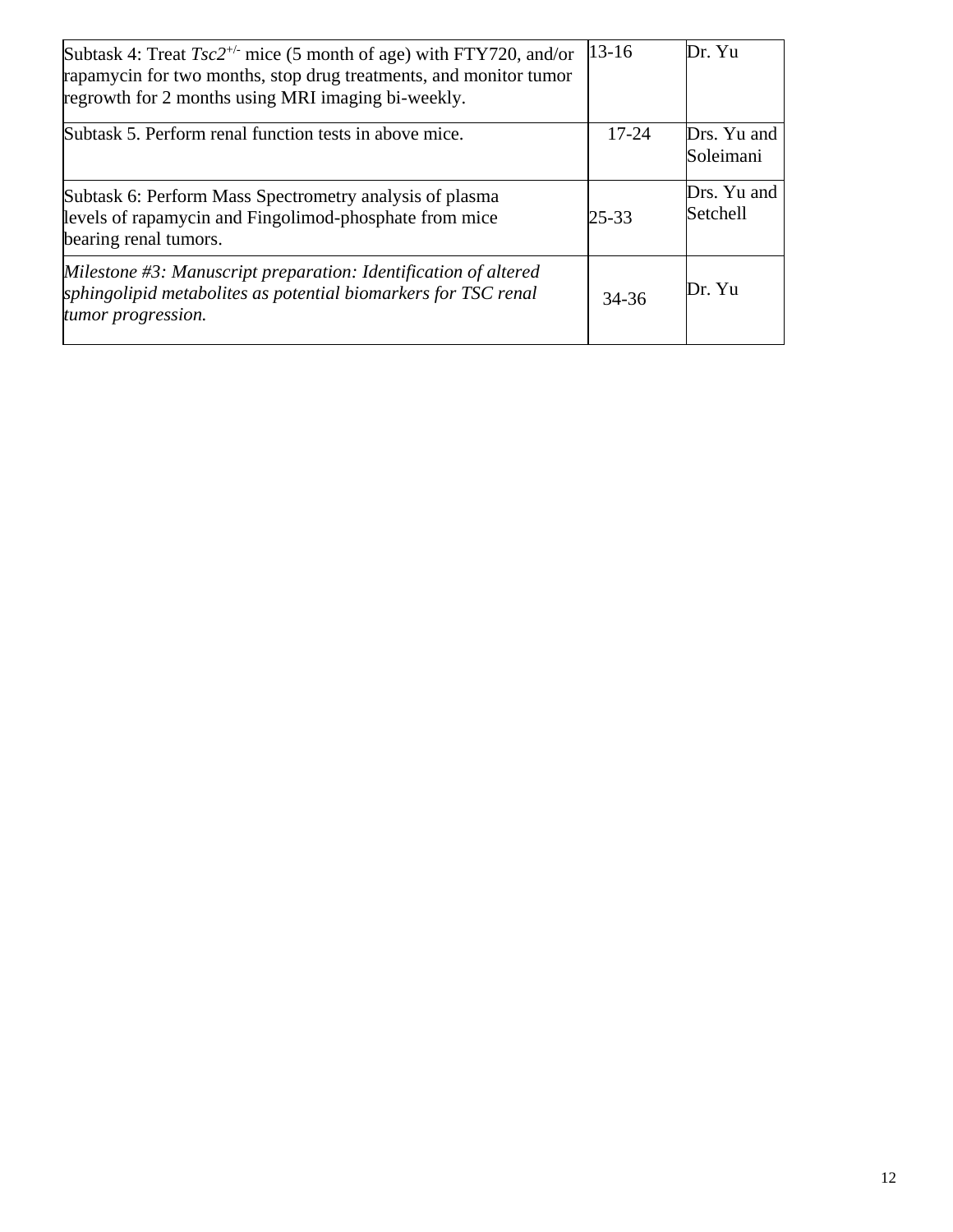| | | |
|---|---|---|
| Subtask 4: Treat *Tsc2*$^{+/-}$ mice (5 month of age) with FTY720, and/or rapamycin for two months, stop drug treatments, and monitor tumor regrowth for 2 months using MRI imaging bi-weekly. | 13-16 | Dr. Yu |
| Subtask 5. Perform renal function tests in above mice. | 17-24 | Drs. Yu and Soleimani |
| Subtask 6: Perform Mass Spectrometry analysis of plasma levels of rapamycin and Fingolimod-phosphate from mice bearing renal tumors. | 25-33 | Drs. Yu and Setchell |
| *Milestone #3: Manuscript preparation: Identification of altered sphingolipid metabolites as potential biomarkers for TSC renal tumor progression.* | 34-36 | Dr. Yu |